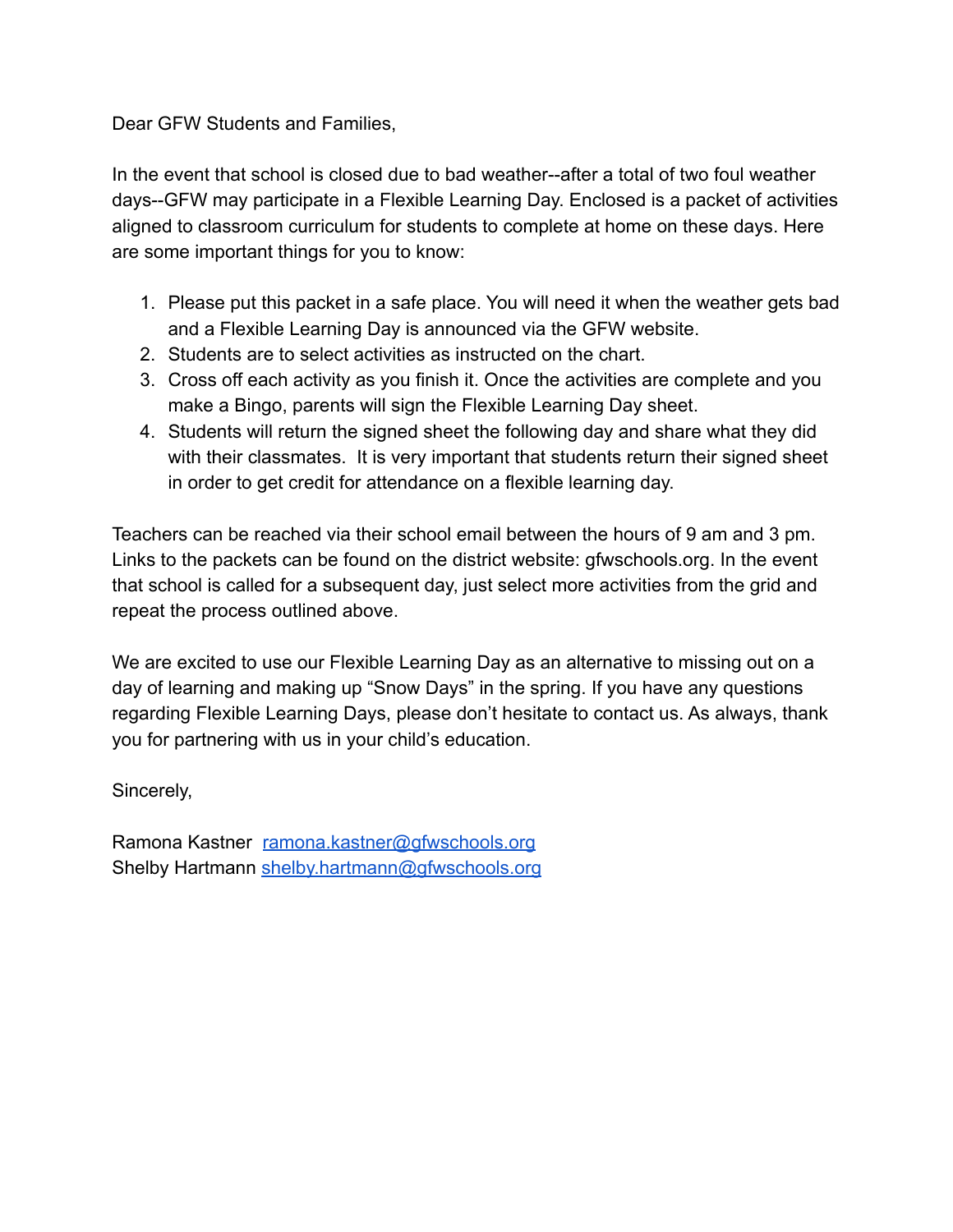Dear GFW Students and Families,

In the event that school is closed due to bad weather--after a total of two foul weather days--GFW may participate in a Flexible Learning Day. Enclosed is a packet of activities aligned to classroom curriculum for students to complete at home on these days. Here are some important things for you to know:

1. Please put this packet in a safe place. You will need it when the weather gets bad and a Flexible Learning Day is announced via the GFW website.
2. Students are to select activities as instructed on the chart.
3. Cross off each activity as you finish it. Once the activities are complete and you make a Bingo, parents will sign the Flexible Learning Day sheet.
4. Students will return the signed sheet the following day and share what they did with their classmates. It is very important that students return their signed sheet in order to get credit for attendance on a flexible learning day.

Teachers can be reached via their school email between the hours of 9 am and 3 pm. Links to the packets can be found on the district website: gfwschools.org. In the event that school is called for a subsequent day, just select more activities from the grid and repeat the process outlined above.

We are excited to use our Flexible Learning Day as an alternative to missing out on a day of learning and making up "Snow Days" in the spring. If you have any questions regarding Flexible Learning Days, please don't hesitate to contact us. As always, thank you for partnering with us in your child's education.

Sincerely,

Ramona Kastner [ramona.kastner@gfwschools.org](mailto:ramona.kastner@gfwschools.org)
Shelby Hartmann [shelby.hartmann@gfwschools.org](mailto:shelby.hartmann@gfwschools.org)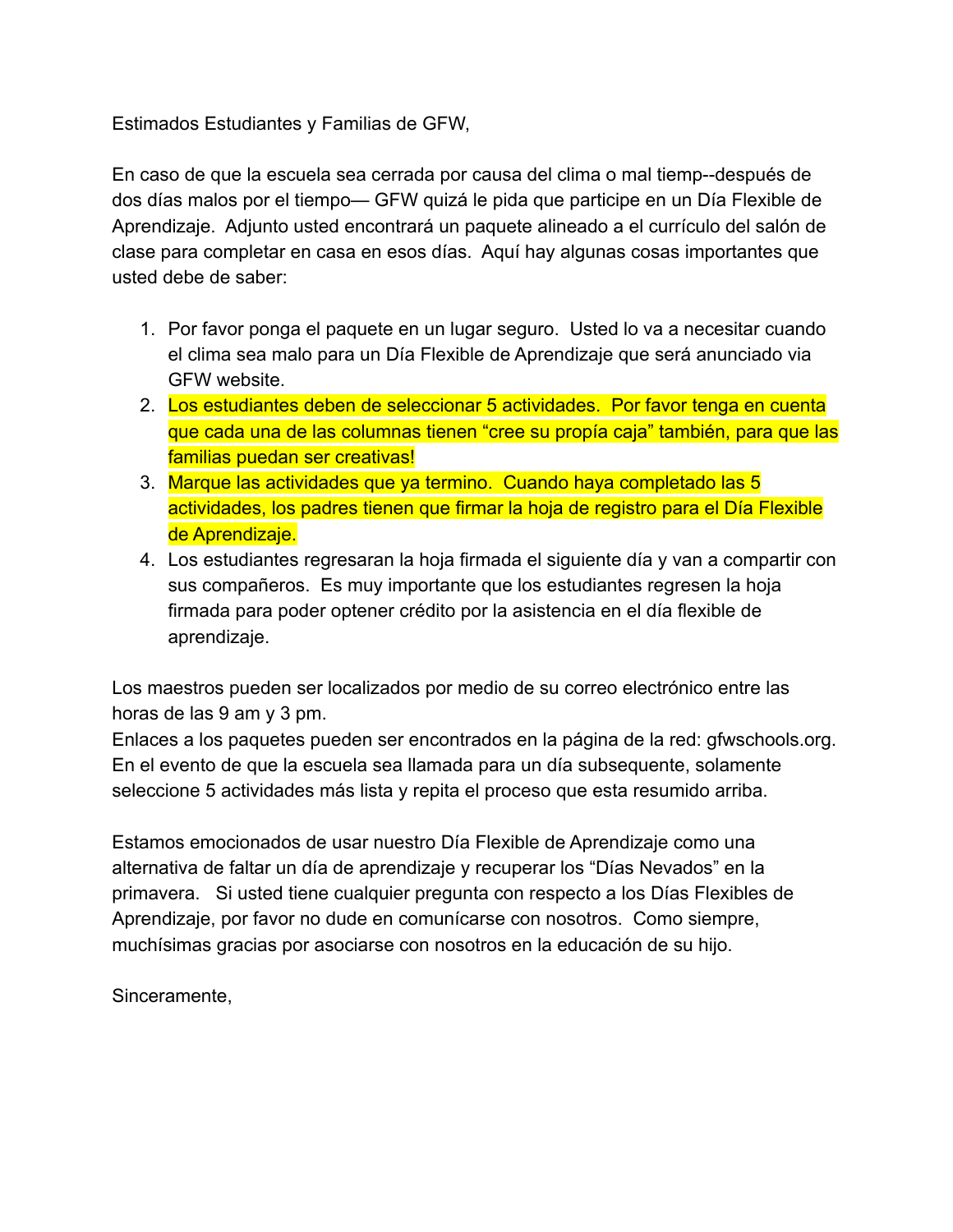Estimados Estudiantes y Familias de GFW,

En caso de que la escuela sea cerrada por causa del clima o mal tiemp--después de dos días malos por el tiempo— GFW quizá le pida que participe en un Día Flexible de Aprendizaje. Adjunto usted encontrará un paquete alineado a el currículo del salón de clase para completar en casa en esos días. Aquí hay algunas cosas importantes que usted debe de saber:

1. Por favor ponga el paquete en un lugar seguro. Usted lo va a necesitar cuando el clima sea malo para un Día Flexible de Aprendizaje que será anunciado via GFW website.
2. Los estudiantes deben de seleccionar 5 actividades. Por favor tenga en cuenta que cada una de las columnas tienen "cree su propía caja" también, para que las familias puedan ser creativas!
3. Marque las actividades que ya termino. Cuando haya completado las 5 actividades, los padres tienen que firmar la hoja de registro para el Día Flexible de Aprendizaje.
4. Los estudiantes regresaran la hoja firmada el siguiente día y van a compartir con sus compañeros. Es muy importante que los estudiantes regresen la hoja firmada para poder optener crédito por la asistencia en el día flexible de aprendizaje.

Los maestros pueden ser localizados por medio de su correo electrónico entre las horas de las 9 am y 3 pm.
Enlaces a los paquetes pueden ser encontrados en la página de la red: gfwschools.org.
En el evento de que la escuela sea llamada para un día subsequente, solamente seleccione 5 actividades más lista y repita el proceso que esta resumido arriba.

Estamos emocionados de usar nuestro Día Flexible de Aprendizaje como una alternativa de faltar un día de aprendizaje y recuperar los "Días Nevados" en la primavera. Si usted tiene cualquier pregunta con respecto a los Días Flexibles de Aprendizaje, por favor no dude en comunícarse con nosotros. Como siempre, muchísimas gracias por asociarse con nosotros en la educación de su hijo.

Sinceramente,